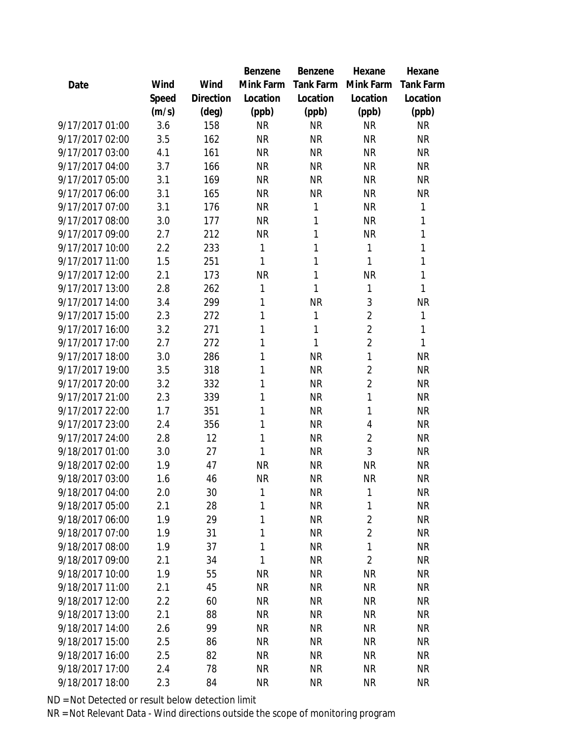| Date | Wind Speed (m/s) | Wind Direction (deg) | Benzene Mink Farm Location (ppb) | Benzene Tank Farm Location (ppb) | Hexane Mink Farm Location (ppb) | Hexane Tank Farm Location (ppb) |
|---|---|---|---|---|---|---|
| 9/17/2017 01:00 | 3.6 | 158 | NR | NR | NR | NR |
| 9/17/2017 02:00 | 3.5 | 162 | NR | NR | NR | NR |
| 9/17/2017 03:00 | 4.1 | 161 | NR | NR | NR | NR |
| 9/17/2017 04:00 | 3.7 | 166 | NR | NR | NR | NR |
| 9/17/2017 05:00 | 3.1 | 169 | NR | NR | NR | NR |
| 9/17/2017 06:00 | 3.1 | 165 | NR | NR | NR | NR |
| 9/17/2017 07:00 | 3.1 | 176 | NR | 1 | NR | 1 |
| 9/17/2017 08:00 | 3.0 | 177 | NR | 1 | NR | 1 |
| 9/17/2017 09:00 | 2.7 | 212 | NR | 1 | NR | 1 |
| 9/17/2017 10:00 | 2.2 | 233 | 1 | 1 | 1 | 1 |
| 9/17/2017 11:00 | 1.5 | 251 | 1 | 1 | 1 | 1 |
| 9/17/2017 12:00 | 2.1 | 173 | NR | 1 | NR | 1 |
| 9/17/2017 13:00 | 2.8 | 262 | 1 | 1 | 1 | 1 |
| 9/17/2017 14:00 | 3.4 | 299 | 1 | NR | 3 | NR |
| 9/17/2017 15:00 | 2.3 | 272 | 1 | 1 | 2 | 1 |
| 9/17/2017 16:00 | 3.2 | 271 | 1 | 1 | 2 | 1 |
| 9/17/2017 17:00 | 2.7 | 272 | 1 | 1 | 2 | 1 |
| 9/17/2017 18:00 | 3.0 | 286 | 1 | NR | 1 | NR |
| 9/17/2017 19:00 | 3.5 | 318 | 1 | NR | 2 | NR |
| 9/17/2017 20:00 | 3.2 | 332 | 1 | NR | 2 | NR |
| 9/17/2017 21:00 | 2.3 | 339 | 1 | NR | 1 | NR |
| 9/17/2017 22:00 | 1.7 | 351 | 1 | NR | 1 | NR |
| 9/17/2017 23:00 | 2.4 | 356 | 1 | NR | 4 | NR |
| 9/17/2017 24:00 | 2.8 | 12 | 1 | NR | 2 | NR |
| 9/18/2017 01:00 | 3.0 | 27 | 1 | NR | 3 | NR |
| 9/18/2017 02:00 | 1.9 | 47 | NR | NR | NR | NR |
| 9/18/2017 03:00 | 1.6 | 46 | NR | NR | NR | NR |
| 9/18/2017 04:00 | 2.0 | 30 | 1 | NR | 1 | NR |
| 9/18/2017 05:00 | 2.1 | 28 | 1 | NR | 1 | NR |
| 9/18/2017 06:00 | 1.9 | 29 | 1 | NR | 2 | NR |
| 9/18/2017 07:00 | 1.9 | 31 | 1 | NR | 2 | NR |
| 9/18/2017 08:00 | 1.9 | 37 | 1 | NR | 1 | NR |
| 9/18/2017 09:00 | 2.1 | 34 | 1 | NR | 2 | NR |
| 9/18/2017 10:00 | 1.9 | 55 | NR | NR | NR | NR |
| 9/18/2017 11:00 | 2.1 | 45 | NR | NR | NR | NR |
| 9/18/2017 12:00 | 2.2 | 60 | NR | NR | NR | NR |
| 9/18/2017 13:00 | 2.1 | 88 | NR | NR | NR | NR |
| 9/18/2017 14:00 | 2.6 | 99 | NR | NR | NR | NR |
| 9/18/2017 15:00 | 2.5 | 86 | NR | NR | NR | NR |
| 9/18/2017 16:00 | 2.5 | 82 | NR | NR | NR | NR |
| 9/18/2017 17:00 | 2.4 | 78 | NR | NR | NR | NR |
| 9/18/2017 18:00 | 2.3 | 84 | NR | NR | NR | NR |

ND = Not Detected or result below detection limit

NR = Not Relevant Data - Wind directions outside the scope of monitoring program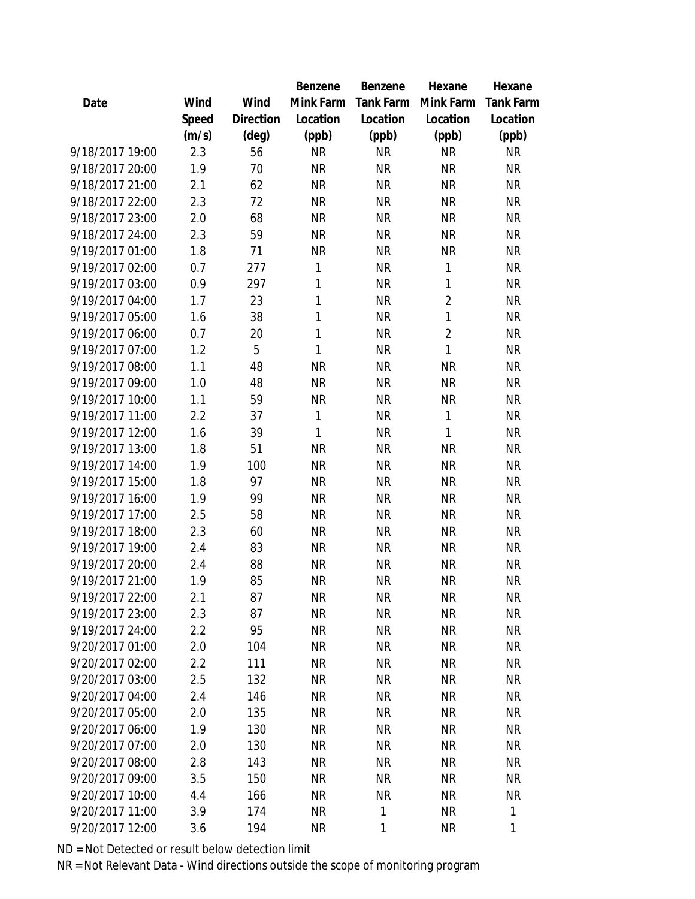| Date | Wind Speed (m/s) | Wind Direction (deg) | Benzene Mink Farm Location (ppb) | Benzene Tank Farm Location (ppb) | Hexane Mink Farm Location (ppb) | Hexane Tank Farm Location (ppb) |
|---|---|---|---|---|---|---|
| 9/18/2017 19:00 | 2.3 | 56 | NR | NR | NR | NR |
| 9/18/2017 20:00 | 1.9 | 70 | NR | NR | NR | NR |
| 9/18/2017 21:00 | 2.1 | 62 | NR | NR | NR | NR |
| 9/18/2017 22:00 | 2.3 | 72 | NR | NR | NR | NR |
| 9/18/2017 23:00 | 2.0 | 68 | NR | NR | NR | NR |
| 9/18/2017 24:00 | 2.3 | 59 | NR | NR | NR | NR |
| 9/19/2017 01:00 | 1.8 | 71 | NR | NR | NR | NR |
| 9/19/2017 02:00 | 0.7 | 277 | 1 | NR | 1 | NR |
| 9/19/2017 03:00 | 0.9 | 297 | 1 | NR | 1 | NR |
| 9/19/2017 04:00 | 1.7 | 23 | 1 | NR | 2 | NR |
| 9/19/2017 05:00 | 1.6 | 38 | 1 | NR | 1 | NR |
| 9/19/2017 06:00 | 0.7 | 20 | 1 | NR | 2 | NR |
| 9/19/2017 07:00 | 1.2 | 5 | 1 | NR | 1 | NR |
| 9/19/2017 08:00 | 1.1 | 48 | NR | NR | NR | NR |
| 9/19/2017 09:00 | 1.0 | 48 | NR | NR | NR | NR |
| 9/19/2017 10:00 | 1.1 | 59 | NR | NR | NR | NR |
| 9/19/2017 11:00 | 2.2 | 37 | 1 | NR | 1 | NR |
| 9/19/2017 12:00 | 1.6 | 39 | 1 | NR | 1 | NR |
| 9/19/2017 13:00 | 1.8 | 51 | NR | NR | NR | NR |
| 9/19/2017 14:00 | 1.9 | 100 | NR | NR | NR | NR |
| 9/19/2017 15:00 | 1.8 | 97 | NR | NR | NR | NR |
| 9/19/2017 16:00 | 1.9 | 99 | NR | NR | NR | NR |
| 9/19/2017 17:00 | 2.5 | 58 | NR | NR | NR | NR |
| 9/19/2017 18:00 | 2.3 | 60 | NR | NR | NR | NR |
| 9/19/2017 19:00 | 2.4 | 83 | NR | NR | NR | NR |
| 9/19/2017 20:00 | 2.4 | 88 | NR | NR | NR | NR |
| 9/19/2017 21:00 | 1.9 | 85 | NR | NR | NR | NR |
| 9/19/2017 22:00 | 2.1 | 87 | NR | NR | NR | NR |
| 9/19/2017 23:00 | 2.3 | 87 | NR | NR | NR | NR |
| 9/19/2017 24:00 | 2.2 | 95 | NR | NR | NR | NR |
| 9/20/2017 01:00 | 2.0 | 104 | NR | NR | NR | NR |
| 9/20/2017 02:00 | 2.2 | 111 | NR | NR | NR | NR |
| 9/20/2017 03:00 | 2.5 | 132 | NR | NR | NR | NR |
| 9/20/2017 04:00 | 2.4 | 146 | NR | NR | NR | NR |
| 9/20/2017 05:00 | 2.0 | 135 | NR | NR | NR | NR |
| 9/20/2017 06:00 | 1.9 | 130 | NR | NR | NR | NR |
| 9/20/2017 07:00 | 2.0 | 130 | NR | NR | NR | NR |
| 9/20/2017 08:00 | 2.8 | 143 | NR | NR | NR | NR |
| 9/20/2017 09:00 | 3.5 | 150 | NR | NR | NR | NR |
| 9/20/2017 10:00 | 4.4 | 166 | NR | NR | NR | NR |
| 9/20/2017 11:00 | 3.9 | 174 | NR | 1 | NR | 1 |
| 9/20/2017 12:00 | 3.6 | 194 | NR | 1 | NR | 1 |

ND = Not Detected or result below detection limit

NR = Not Relevant Data - Wind directions outside the scope of monitoring program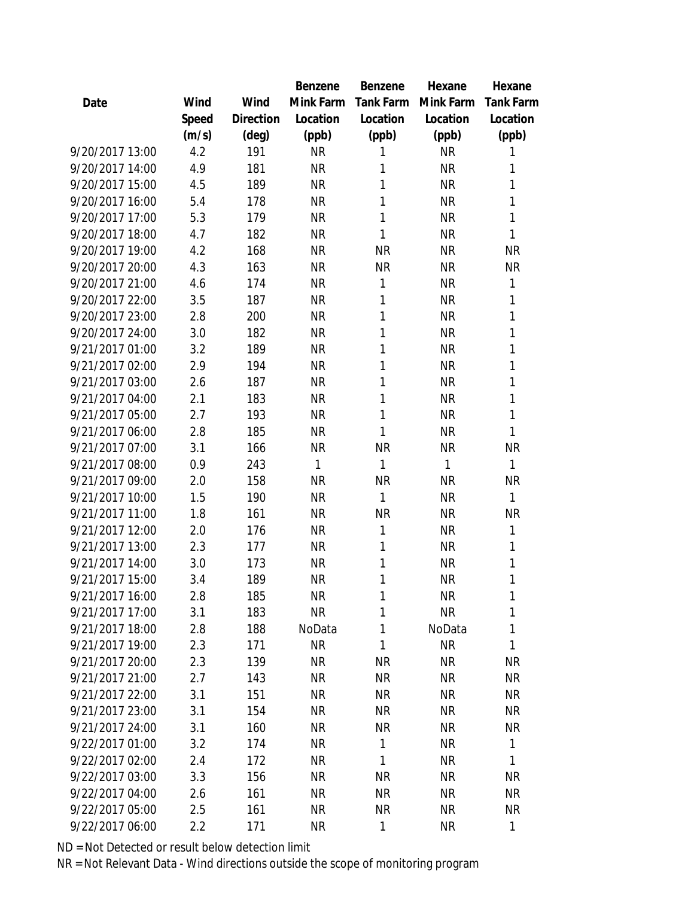| Date | Wind Speed (m/s) | Wind Direction (deg) | Benzene Mink Farm Location (ppb) | Benzene Tank Farm Location (ppb) | Hexane Mink Farm Location (ppb) | Hexane Tank Farm Location (ppb) |
|---|---|---|---|---|---|---|
| 9/20/2017 13:00 | 4.2 | 191 | NR | 1 | NR | 1 |
| 9/20/2017 14:00 | 4.9 | 181 | NR | 1 | NR | 1 |
| 9/20/2017 15:00 | 4.5 | 189 | NR | 1 | NR | 1 |
| 9/20/2017 16:00 | 5.4 | 178 | NR | 1 | NR | 1 |
| 9/20/2017 17:00 | 5.3 | 179 | NR | 1 | NR | 1 |
| 9/20/2017 18:00 | 4.7 | 182 | NR | 1 | NR | 1 |
| 9/20/2017 19:00 | 4.2 | 168 | NR | NR | NR | NR |
| 9/20/2017 20:00 | 4.3 | 163 | NR | NR | NR | NR |
| 9/20/2017 21:00 | 4.6 | 174 | NR | 1 | NR | 1 |
| 9/20/2017 22:00 | 3.5 | 187 | NR | 1 | NR | 1 |
| 9/20/2017 23:00 | 2.8 | 200 | NR | 1 | NR | 1 |
| 9/20/2017 24:00 | 3.0 | 182 | NR | 1 | NR | 1 |
| 9/21/2017 01:00 | 3.2 | 189 | NR | 1 | NR | 1 |
| 9/21/2017 02:00 | 2.9 | 194 | NR | 1 | NR | 1 |
| 9/21/2017 03:00 | 2.6 | 187 | NR | 1 | NR | 1 |
| 9/21/2017 04:00 | 2.1 | 183 | NR | 1 | NR | 1 |
| 9/21/2017 05:00 | 2.7 | 193 | NR | 1 | NR | 1 |
| 9/21/2017 06:00 | 2.8 | 185 | NR | 1 | NR | 1 |
| 9/21/2017 07:00 | 3.1 | 166 | NR | NR | NR | NR |
| 9/21/2017 08:00 | 0.9 | 243 | 1 | 1 | 1 | 1 |
| 9/21/2017 09:00 | 2.0 | 158 | NR | NR | NR | NR |
| 9/21/2017 10:00 | 1.5 | 190 | NR | 1 | NR | 1 |
| 9/21/2017 11:00 | 1.8 | 161 | NR | NR | NR | NR |
| 9/21/2017 12:00 | 2.0 | 176 | NR | 1 | NR | 1 |
| 9/21/2017 13:00 | 2.3 | 177 | NR | 1 | NR | 1 |
| 9/21/2017 14:00 | 3.0 | 173 | NR | 1 | NR | 1 |
| 9/21/2017 15:00 | 3.4 | 189 | NR | 1 | NR | 1 |
| 9/21/2017 16:00 | 2.8 | 185 | NR | 1 | NR | 1 |
| 9/21/2017 17:00 | 3.1 | 183 | NR | 1 | NR | 1 |
| 9/21/2017 18:00 | 2.8 | 188 | NoData | 1 | NoData | 1 |
| 9/21/2017 19:00 | 2.3 | 171 | NR | 1 | NR | 1 |
| 9/21/2017 20:00 | 2.3 | 139 | NR | NR | NR | NR |
| 9/21/2017 21:00 | 2.7 | 143 | NR | NR | NR | NR |
| 9/21/2017 22:00 | 3.1 | 151 | NR | NR | NR | NR |
| 9/21/2017 23:00 | 3.1 | 154 | NR | NR | NR | NR |
| 9/21/2017 24:00 | 3.1 | 160 | NR | NR | NR | NR |
| 9/22/2017 01:00 | 3.2 | 174 | NR | 1 | NR | 1 |
| 9/22/2017 02:00 | 2.4 | 172 | NR | 1 | NR | 1 |
| 9/22/2017 03:00 | 3.3 | 156 | NR | NR | NR | NR |
| 9/22/2017 04:00 | 2.6 | 161 | NR | NR | NR | NR |
| 9/22/2017 05:00 | 2.5 | 161 | NR | NR | NR | NR |
| 9/22/2017 06:00 | 2.2 | 171 | NR | 1 | NR | 1 |

ND = Not Detected or result below detection limit

NR = Not Relevant Data - Wind directions outside the scope of monitoring program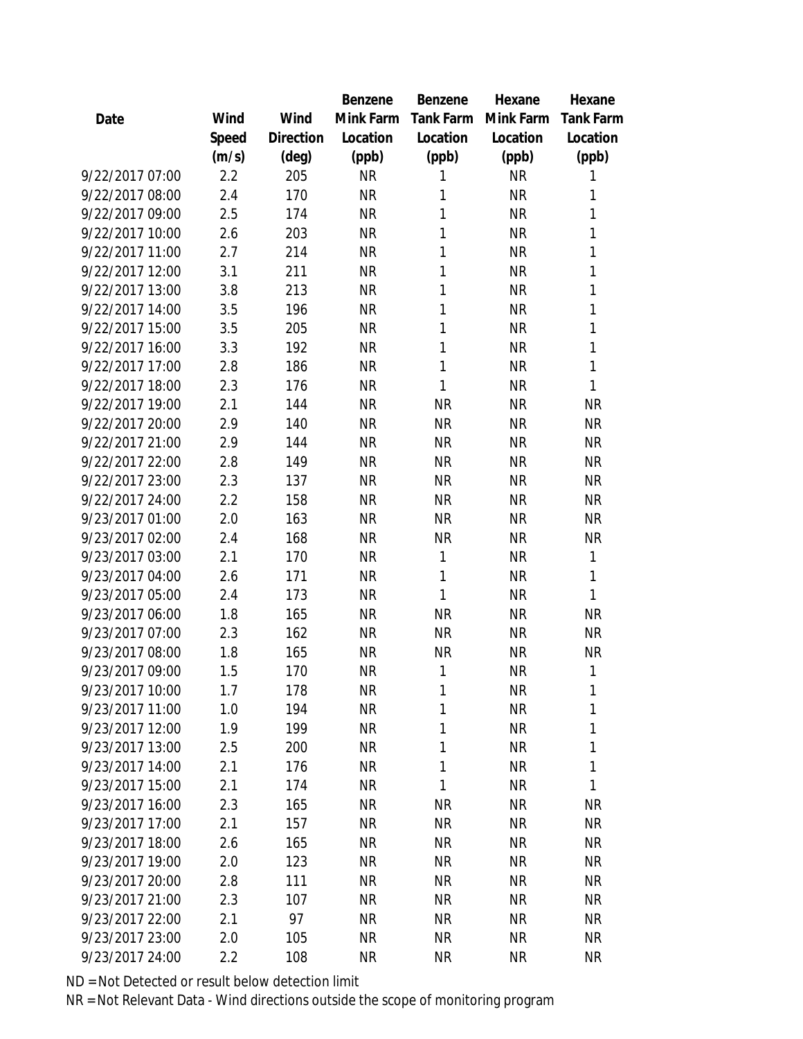| Date | Wind Speed (m/s) | Wind Direction (deg) | Benzene Mink Farm Location (ppb) | Benzene Tank Farm Location (ppb) | Hexane Mink Farm Location (ppb) | Hexane Tank Farm Location (ppb) |
|---|---|---|---|---|---|---|
| 9/22/2017 07:00 | 2.2 | 205 | NR | 1 | NR | 1 |
| 9/22/2017 08:00 | 2.4 | 170 | NR | 1 | NR | 1 |
| 9/22/2017 09:00 | 2.5 | 174 | NR | 1 | NR | 1 |
| 9/22/2017 10:00 | 2.6 | 203 | NR | 1 | NR | 1 |
| 9/22/2017 11:00 | 2.7 | 214 | NR | 1 | NR | 1 |
| 9/22/2017 12:00 | 3.1 | 211 | NR | 1 | NR | 1 |
| 9/22/2017 13:00 | 3.8 | 213 | NR | 1 | NR | 1 |
| 9/22/2017 14:00 | 3.5 | 196 | NR | 1 | NR | 1 |
| 9/22/2017 15:00 | 3.5 | 205 | NR | 1 | NR | 1 |
| 9/22/2017 16:00 | 3.3 | 192 | NR | 1 | NR | 1 |
| 9/22/2017 17:00 | 2.8 | 186 | NR | 1 | NR | 1 |
| 9/22/2017 18:00 | 2.3 | 176 | NR | 1 | NR | 1 |
| 9/22/2017 19:00 | 2.1 | 144 | NR | NR | NR | NR |
| 9/22/2017 20:00 | 2.9 | 140 | NR | NR | NR | NR |
| 9/22/2017 21:00 | 2.9 | 144 | NR | NR | NR | NR |
| 9/22/2017 22:00 | 2.8 | 149 | NR | NR | NR | NR |
| 9/22/2017 23:00 | 2.3 | 137 | NR | NR | NR | NR |
| 9/22/2017 24:00 | 2.2 | 158 | NR | NR | NR | NR |
| 9/23/2017 01:00 | 2.0 | 163 | NR | NR | NR | NR |
| 9/23/2017 02:00 | 2.4 | 168 | NR | NR | NR | NR |
| 9/23/2017 03:00 | 2.1 | 170 | NR | 1 | NR | 1 |
| 9/23/2017 04:00 | 2.6 | 171 | NR | 1 | NR | 1 |
| 9/23/2017 05:00 | 2.4 | 173 | NR | 1 | NR | 1 |
| 9/23/2017 06:00 | 1.8 | 165 | NR | NR | NR | NR |
| 9/23/2017 07:00 | 2.3 | 162 | NR | NR | NR | NR |
| 9/23/2017 08:00 | 1.8 | 165 | NR | NR | NR | NR |
| 9/23/2017 09:00 | 1.5 | 170 | NR | 1 | NR | 1 |
| 9/23/2017 10:00 | 1.7 | 178 | NR | 1 | NR | 1 |
| 9/23/2017 11:00 | 1.0 | 194 | NR | 1 | NR | 1 |
| 9/23/2017 12:00 | 1.9 | 199 | NR | 1 | NR | 1 |
| 9/23/2017 13:00 | 2.5 | 200 | NR | 1 | NR | 1 |
| 9/23/2017 14:00 | 2.1 | 176 | NR | 1 | NR | 1 |
| 9/23/2017 15:00 | 2.1 | 174 | NR | 1 | NR | 1 |
| 9/23/2017 16:00 | 2.3 | 165 | NR | NR | NR | NR |
| 9/23/2017 17:00 | 2.1 | 157 | NR | NR | NR | NR |
| 9/23/2017 18:00 | 2.6 | 165 | NR | NR | NR | NR |
| 9/23/2017 19:00 | 2.0 | 123 | NR | NR | NR | NR |
| 9/23/2017 20:00 | 2.8 | 111 | NR | NR | NR | NR |
| 9/23/2017 21:00 | 2.3 | 107 | NR | NR | NR | NR |
| 9/23/2017 22:00 | 2.1 | 97 | NR | NR | NR | NR |
| 9/23/2017 23:00 | 2.0 | 105 | NR | NR | NR | NR |
| 9/23/2017 24:00 | 2.2 | 108 | NR | NR | NR | NR |

ND = Not Detected or result below detection limit

NR = Not Relevant Data - Wind directions outside the scope of monitoring program